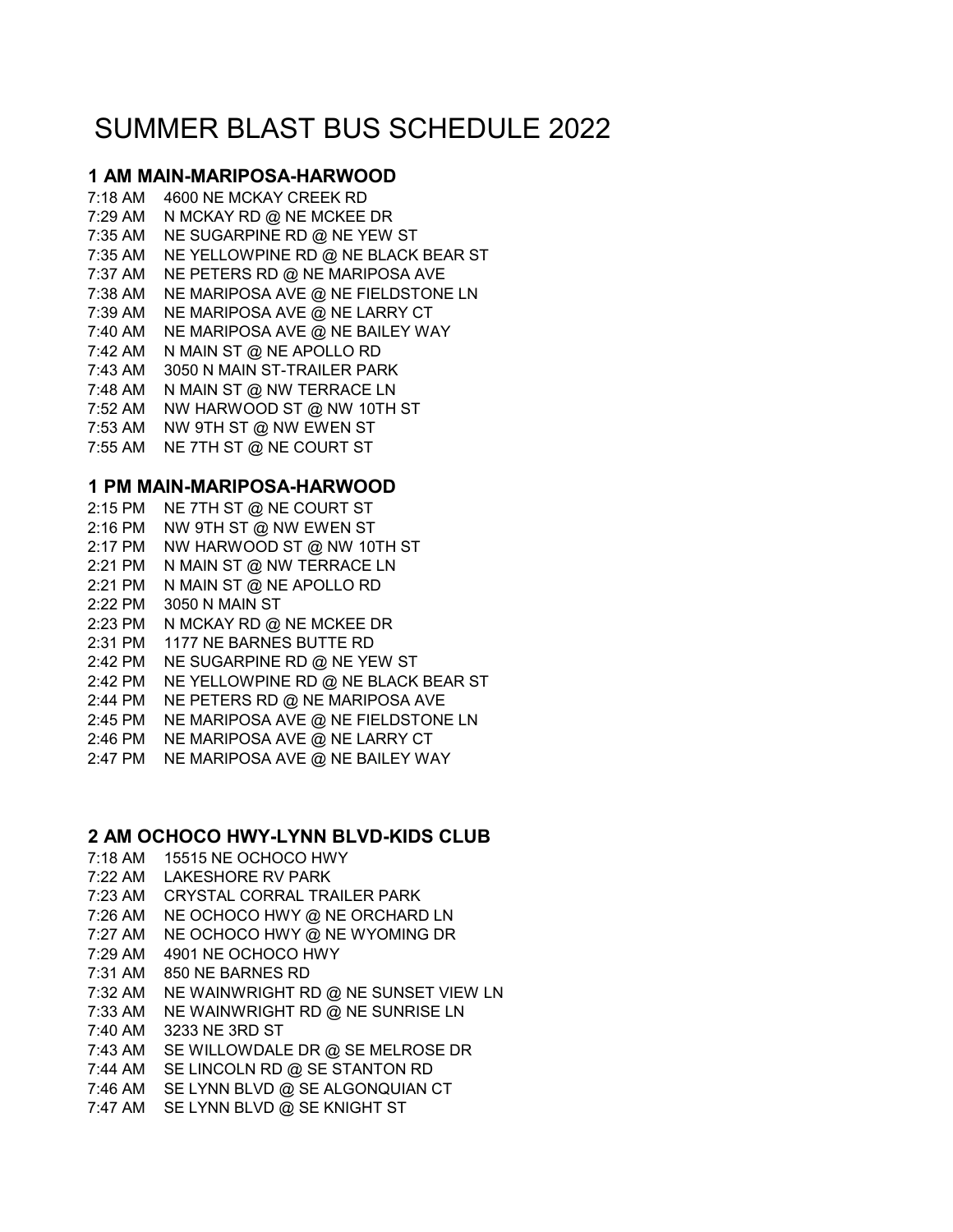# SUMMER BLAST BUS SCHEDULE 2022

## 1 AM MAIN-MARIPOSA-HARWOOD

7:18 AM 4600 NE MCKAY CREEK RD
7:29 AM N MCKAY RD @ NE MCKEE DR
7:35 AM NE SUGARPINE RD @ NE YEW ST
7:35 AM NE YELLOWPINE RD @ NE BLACK BEAR ST
7:37 AM NE PETERS RD @ NE MARIPOSA AVE
7:38 AM NE MARIPOSA AVE @ NE FIELDSTONE LN
7:39 AM NE MARIPOSA AVE @ NE LARRY CT
7:40 AM NE MARIPOSA AVE @ NE BAILEY WAY
7:42 AM N MAIN ST @ NE APOLLO RD
7:43 AM 3050 N MAIN ST-TRAILER PARK
7:48 AM N MAIN ST @ NW TERRACE LN
7:52 AM NW HARWOOD ST @ NW 10TH ST
7:53 AM NW 9TH ST @ NW EWEN ST
7:55 AM NE 7TH ST @ NE COURT ST

## 1 PM MAIN-MARIPOSA-HARWOOD

2:15 PM NE 7TH ST @ NE COURT ST
2:16 PM NW 9TH ST @ NW EWEN ST
2:17 PM NW HARWOOD ST @ NW 10TH ST
2:21 PM N MAIN ST @ NW TERRACE LN
2:21 PM N MAIN ST @ NE APOLLO RD
2:22 PM 3050 N MAIN ST
2:23 PM N MCKAY RD @ NE MCKEE DR
2:31 PM 1177 NE BARNES BUTTE RD
2:42 PM NE SUGARPINE RD @ NE YEW ST
2:42 PM NE YELLOWPINE RD @ NE BLACK BEAR ST
2:44 PM NE PETERS RD @ NE MARIPOSA AVE
2:45 PM NE MARIPOSA AVE @ NE FIELDSTONE LN
2:46 PM NE MARIPOSA AVE @ NE LARRY CT
2:47 PM NE MARIPOSA AVE @ NE BAILEY WAY

## 2 AM OCHOCO HWY-LYNN BLVD-KIDS CLUB

7:18 AM 15515 NE OCHOCO HWY
7:22 AM LAKESHORE RV PARK
7:23 AM CRYSTAL CORRAL TRAILER PARK
7:26 AM NE OCHOCO HWY @ NE ORCHARD LN
7:27 AM NE OCHOCO HWY @ NE WYOMING DR
7:29 AM 4901 NE OCHOCO HWY
7:31 AM 850 NE BARNES RD
7:32 AM NE WAINWRIGHT RD @ NE SUNSET VIEW LN
7:33 AM NE WAINWRIGHT RD @ NE SUNRISE LN
7:40 AM 3233 NE 3RD ST
7:43 AM SE WILLOWDALE DR @ SE MELROSE DR
7:44 AM SE LINCOLN RD @ SE STANTON RD
7:46 AM SE LYNN BLVD @ SE ALGONQUIAN CT
7:47 AM SE LYNN BLVD @ SE KNIGHT ST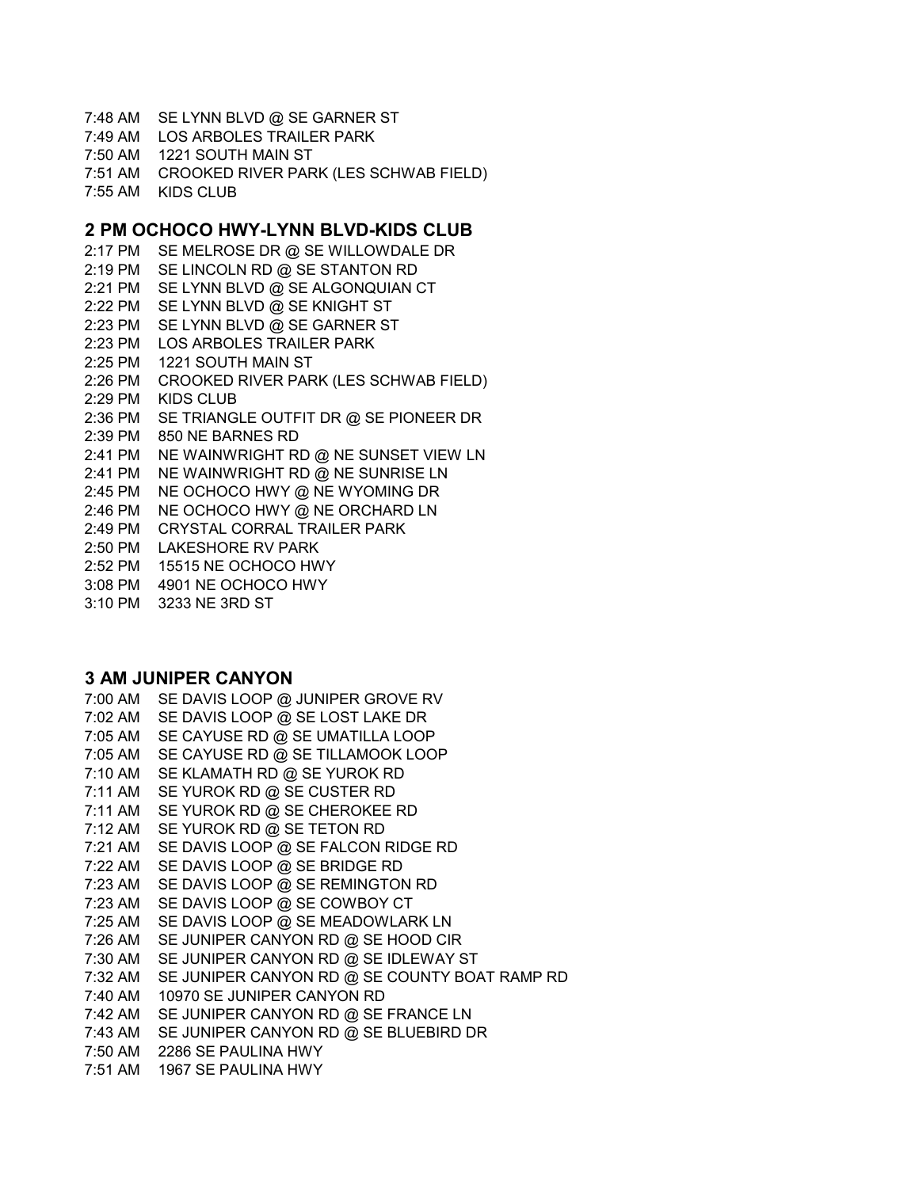7:48 AM SE LYNN BLVD @ SE GARNER ST
7:49 AM LOS ARBOLES TRAILER PARK
7:50 AM 1221 SOUTH MAIN ST
7:51 AM CROOKED RIVER PARK (LES SCHWAB FIELD)
7:55 AM KIDS CLUB

## 2 PM OCHOCO HWY-LYNN BLVD-KIDS CLUB

2:17 PM SE MELROSE DR @ SE WILLOWDALE DR
2:19 PM SE LINCOLN RD @ SE STANTON RD
2:21 PM SE LYNN BLVD @ SE ALGONQUIAN CT
2:22 PM SE LYNN BLVD @ SE KNIGHT ST
2:23 PM SE LYNN BLVD @ SE GARNER ST
2:23 PM LOS ARBOLES TRAILER PARK
2:25 PM 1221 SOUTH MAIN ST
2:26 PM CROOKED RIVER PARK (LES SCHWAB FIELD)
2:29 PM KIDS CLUB
2:36 PM SE TRIANGLE OUTFIT DR @ SE PIONEER DR
2:39 PM 850 NE BARNES RD
2:41 PM NE WAINWRIGHT RD @ NE SUNSET VIEW LN
2:41 PM NE WAINWRIGHT RD @ NE SUNRISE LN
2:45 PM NE OCHOCO HWY @ NE WYOMING DR
2:46 PM NE OCHOCO HWY @ NE ORCHARD LN
2:49 PM CRYSTAL CORRAL TRAILER PARK
2:50 PM LAKESHORE RV PARK
2:52 PM 15515 NE OCHOCO HWY
3:08 PM 4901 NE OCHOCO HWY
3:10 PM 3233 NE 3RD ST

## 3 AM JUNIPER CANYON

7:00 AM SE DAVIS LOOP @ JUNIPER GROVE RV
7:02 AM SE DAVIS LOOP @ SE LOST LAKE DR
7:05 AM SE CAYUSE RD @ SE UMATILLA LOOP
7:05 AM SE CAYUSE RD @ SE TILLAMOOK LOOP
7:10 AM SE KLAMATH RD @ SE YUROK RD
7:11 AM SE YUROK RD @ SE CUSTER RD
7:11 AM SE YUROK RD @ SE CHEROKEE RD
7:12 AM SE YUROK RD @ SE TETON RD
7:21 AM SE DAVIS LOOP @ SE FALCON RIDGE RD
7:22 AM SE DAVIS LOOP @ SE BRIDGE RD
7:23 AM SE DAVIS LOOP @ SE REMINGTON RD
7:23 AM SE DAVIS LOOP @ SE COWBOY CT
7:25 AM SE DAVIS LOOP @ SE MEADOWLARK LN
7:26 AM SE JUNIPER CANYON RD @ SE HOOD CIR
7:30 AM SE JUNIPER CANYON RD @ SE IDLEWAY ST
7:32 AM SE JUNIPER CANYON RD @ SE COUNTY BOAT RAMP RD
7:40 AM 10970 SE JUNIPER CANYON RD
7:42 AM SE JUNIPER CANYON RD @ SE FRANCE LN
7:43 AM SE JUNIPER CANYON RD @ SE BLUEBIRD DR
7:50 AM 2286 SE PAULINA HWY
7:51 AM 1967 SE PAULINA HWY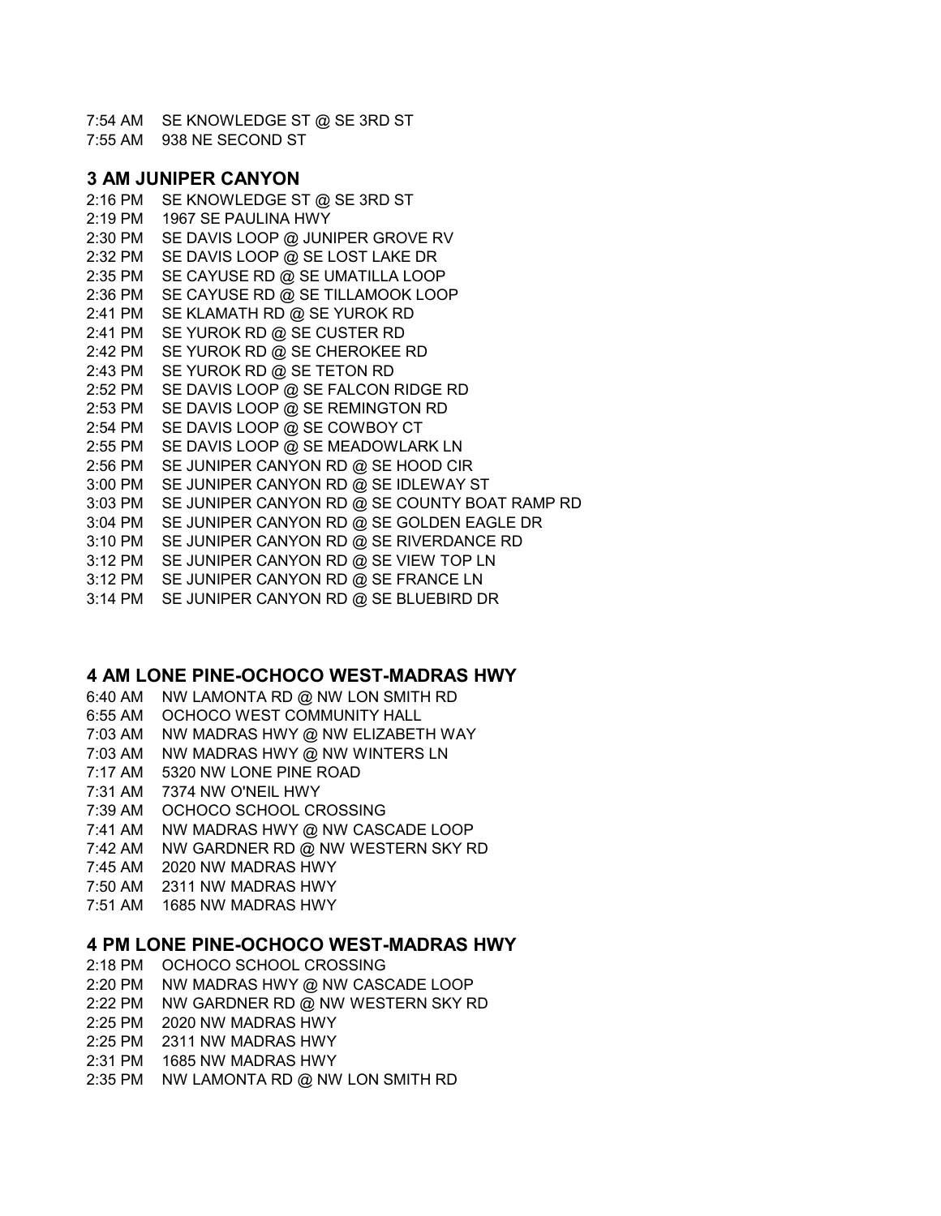7:54 AM SE KNOWLEDGE ST @ SE 3RD ST
7:55 AM 938 NE SECOND ST

### 3 AM JUNIPER CANYON

2:16 PM SE KNOWLEDGE ST @ SE 3RD ST
2:19 PM 1967 SE PAULINA HWY
2:30 PM SE DAVIS LOOP @ JUNIPER GROVE RV
2:32 PM SE DAVIS LOOP @ SE LOST LAKE DR
2:35 PM SE CAYUSE RD @ SE UMATILLA LOOP
2:36 PM SE CAYUSE RD @ SE TILLAMOOK LOOP
2:41 PM SE KLAMATH RD @ SE YUROK RD
2:41 PM SE YUROK RD @ SE CUSTER RD
2:42 PM SE YUROK RD @ SE CHEROKEE RD
2:43 PM SE YUROK RD @ SE TETON RD
2:52 PM SE DAVIS LOOP @ SE FALCON RIDGE RD
2:53 PM SE DAVIS LOOP @ SE REMINGTON RD
2:54 PM SE DAVIS LOOP @ SE COWBOY CT
2:55 PM SE DAVIS LOOP @ SE MEADOWLARK LN
2:56 PM SE JUNIPER CANYON RD @ SE HOOD CIR
3:00 PM SE JUNIPER CANYON RD @ SE IDLEWAY ST
3:03 PM SE JUNIPER CANYON RD @ SE COUNTY BOAT RAMP RD
3:04 PM SE JUNIPER CANYON RD @ SE GOLDEN EAGLE DR
3:10 PM SE JUNIPER CANYON RD @ SE RIVERDANCE RD
3:12 PM SE JUNIPER CANYON RD @ SE VIEW TOP LN
3:12 PM SE JUNIPER CANYON RD @ SE FRANCE LN
3:14 PM SE JUNIPER CANYON RD @ SE BLUEBIRD DR

### 4 AM LONE PINE-OCHOCO WEST-MADRAS HWY

6:40 AM NW LAMONTA RD @ NW LON SMITH RD
6:55 AM OCHOCO WEST COMMUNITY HALL
7:03 AM NW MADRAS HWY @ NW ELIZABETH WAY
7:03 AM NW MADRAS HWY @ NW WINTERS LN
7:17 AM 5320 NW LONE PINE ROAD
7:31 AM 7374 NW O'NEIL HWY
7:39 AM OCHOCO SCHOOL CROSSING
7:41 AM NW MADRAS HWY @ NW CASCADE LOOP
7:42 AM NW GARDNER RD @ NW WESTERN SKY RD
7:45 AM 2020 NW MADRAS HWY
7:50 AM 2311 NW MADRAS HWY
7:51 AM 1685 NW MADRAS HWY

### 4 PM LONE PINE-OCHOCO WEST-MADRAS HWY

2:18 PM OCHOCO SCHOOL CROSSING
2:20 PM NW MADRAS HWY @ NW CASCADE LOOP
2:22 PM NW GARDNER RD @ NW WESTERN SKY RD
2:25 PM 2020 NW MADRAS HWY
2:25 PM 2311 NW MADRAS HWY
2:31 PM 1685 NW MADRAS HWY
2:35 PM NW LAMONTA RD @ NW LON SMITH RD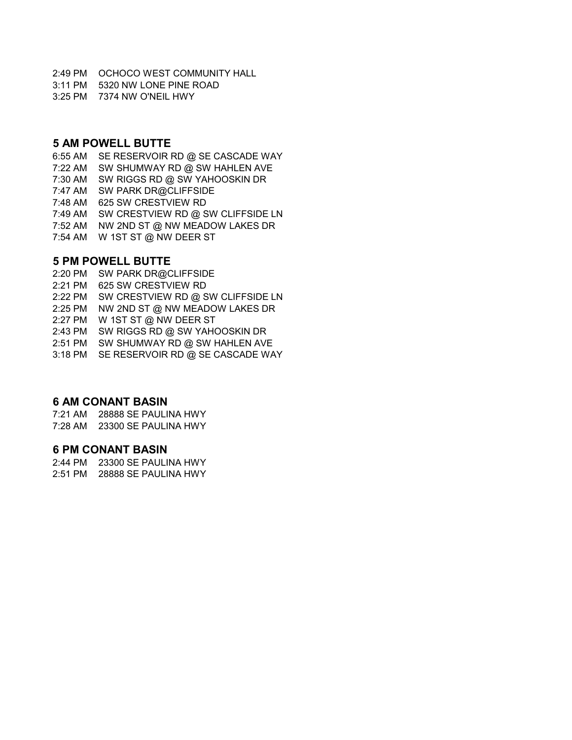2:49 PM OCHOCO WEST COMMUNITY HALL
3:11 PM 5320 NW LONE PINE ROAD
3:25 PM 7374 NW O'NEIL HWY

### 5 AM POWELL BUTTE

6:55 AM SE RESERVOIR RD @ SE CASCADE WAY
7:22 AM SW SHUMWAY RD @ SW HAHLEN AVE
7:30 AM SW RIGGS RD @ SW YAHOOSKIN DR
7:47 AM SW PARK DR@CLIFFSIDE
7:48 AM 625 SW CRESTVIEW RD
7:49 AM SW CRESTVIEW RD @ SW CLIFFSIDE LN
7:52 AM NW 2ND ST @ NW MEADOW LAKES DR
7:54 AM W 1ST ST @ NW DEER ST

### 5 PM POWELL BUTTE

2:20 PM SW PARK DR@CLIFFSIDE
2:21 PM 625 SW CRESTVIEW RD
2:22 PM SW CRESTVIEW RD @ SW CLIFFSIDE LN
2:25 PM NW 2ND ST @ NW MEADOW LAKES DR
2:27 PM W 1ST ST @ NW DEER ST
2:43 PM SW RIGGS RD @ SW YAHOOSKIN DR
2:51 PM SW SHUMWAY RD @ SW HAHLEN AVE
3:18 PM SE RESERVOIR RD @ SE CASCADE WAY

### 6 AM CONANT BASIN

7:21 AM 28888 SE PAULINA HWY
7:28 AM 23300 SE PAULINA HWY

### 6 PM CONANT BASIN

2:44 PM 23300 SE PAULINA HWY
2:51 PM 28888 SE PAULINA HWY